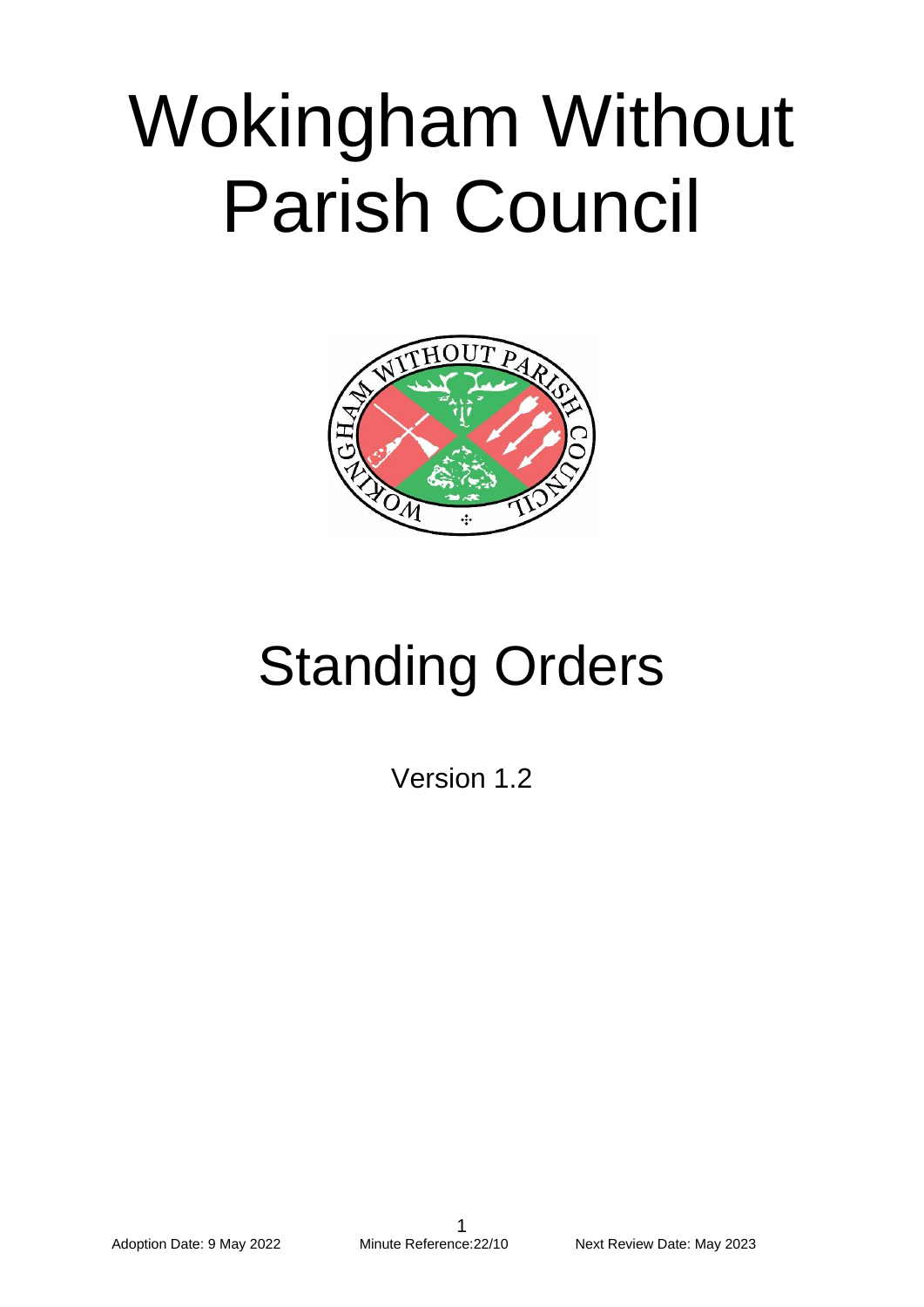# Wokingham Without Parish Council

# Standing Orders

Version 1.2

Adoption Date: 9 May 2022 Minute Reference:22/10 Next Review Date: May 2023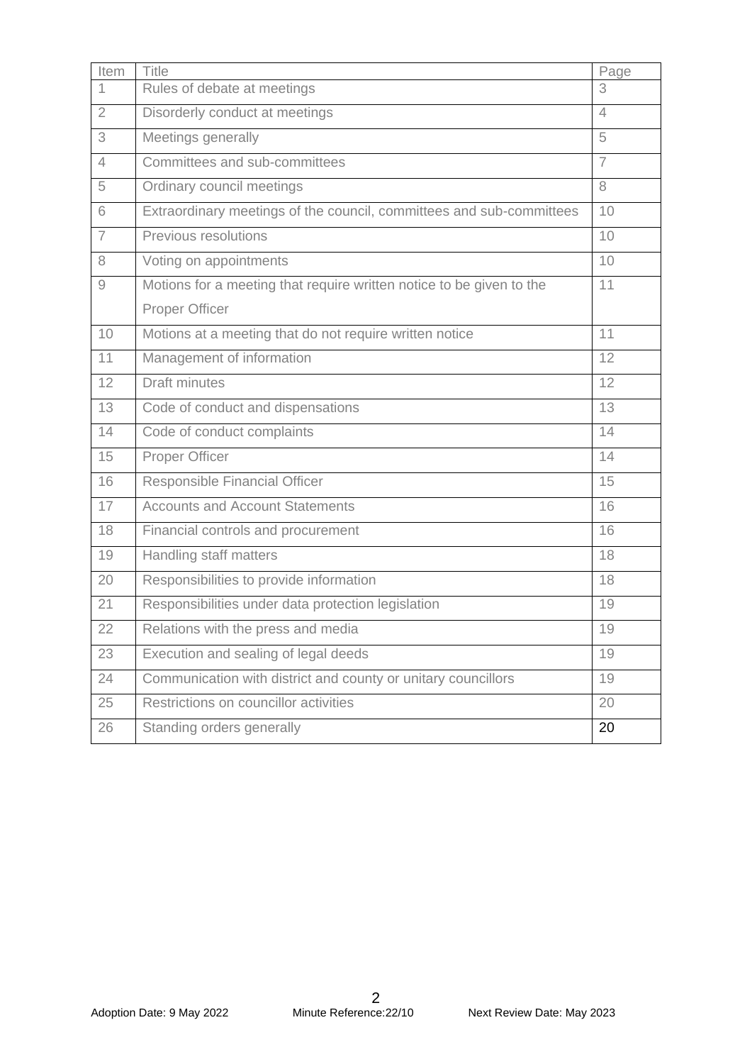| Item | Title | Page |
|---|---|---|
| 1 | Rules of debate at meetings | 3 |
| 2 | Disorderly conduct at meetings | 4 |
| 3 | Meetings generally | 5 |
| 4 | Committees and sub-committees | 7 |
| 5 | Ordinary council meetings | 8 |
| 6 | Extraordinary meetings of the council, committees and sub-committees | 10 |
| 7 | Previous resolutions | 10 |
| 8 | Voting on appointments | 10 |
| 9 | Motions for a meeting that require written notice to be given to the Proper Officer | 11 |
| 10 | Motions at a meeting that do not require written notice | 11 |
| 11 | Management of information | 12 |
| 12 | Draft minutes | 12 |
| 13 | Code of conduct and dispensations | 13 |
| 14 | Code of conduct complaints | 14 |
| 15 | Proper Officer | 14 |
| 16 | Responsible Financial Officer | 15 |
| 17 | Accounts and Account Statements | 16 |
| 18 | Financial controls and procurement | 16 |
| 19 | Handling staff matters | 18 |
| 20 | Responsibilities to provide information | 18 |
| 21 | Responsibilities under data protection legislation | 19 |
| 22 | Relations with the press and media | 19 |
| 23 | Execution and sealing of legal deeds | 19 |
| 24 | Communication with district and county or unitary councillors | 19 |
| 25 | Restrictions on councillor activities | 20 |
| 26 | Standing orders generally | 20 |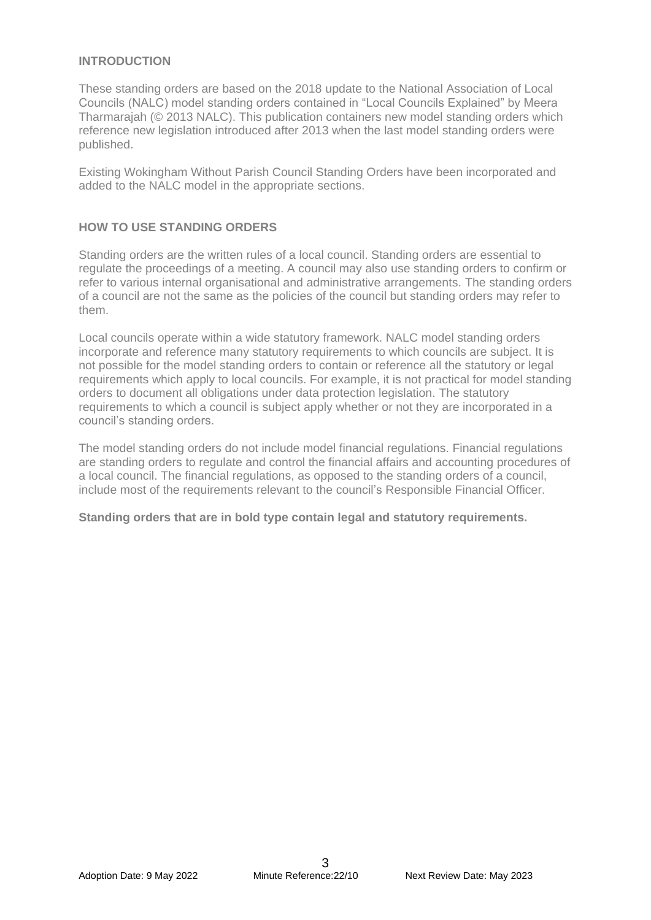## INTRODUCTION

These standing orders are based on the 2018 update to the National Association of Local Councils (NALC) model standing orders contained in "Local Councils Explained" by Meera Tharmarajah (© 2013 NALC). This publication containers new model standing orders which reference new legislation introduced after 2013 when the last model standing orders were published.

Existing Wokingham Without Parish Council Standing Orders have been incorporated and added to the NALC model in the appropriate sections.

## HOW TO USE STANDING ORDERS

Standing orders are the written rules of a local council. Standing orders are essential to regulate the proceedings of a meeting. A council may also use standing orders to confirm or refer to various internal organisational and administrative arrangements. The standing orders of a council are not the same as the policies of the council but standing orders may refer to them.

Local councils operate within a wide statutory framework. NALC model standing orders incorporate and reference many statutory requirements to which councils are subject. It is not possible for the model standing orders to contain or reference all the statutory or legal requirements which apply to local councils. For example, it is not practical for model standing orders to document all obligations under data protection legislation. The statutory requirements to which a council is subject apply whether or not they are incorporated in a council's standing orders.

The model standing orders do not include model financial regulations. Financial regulations are standing orders to regulate and control the financial affairs and accounting procedures of a local council. The financial regulations, as opposed to the standing orders of a council, include most of the requirements relevant to the council's Responsible Financial Officer.

**Standing orders that are in bold type contain legal and statutory requirements.**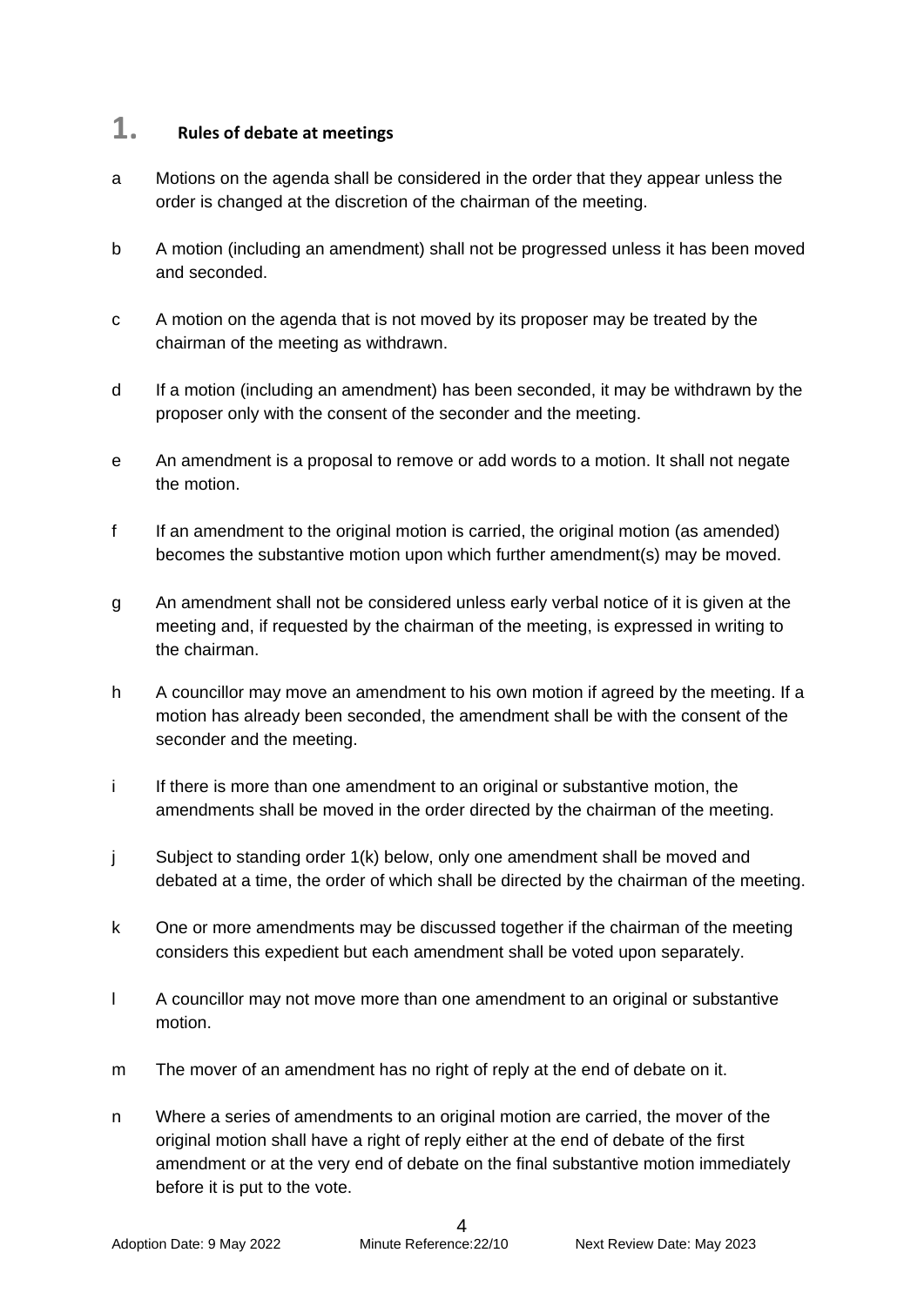# 1. Rules of debate at meetings

a Motions on the agenda shall be considered in the order that they appear unless the order is changed at the discretion of the chairman of the meeting.

b A motion (including an amendment) shall not be progressed unless it has been moved and seconded.

c A motion on the agenda that is not moved by its proposer may be treated by the chairman of the meeting as withdrawn.

d If a motion (including an amendment) has been seconded, it may be withdrawn by the proposer only with the consent of the seconder and the meeting.

e An amendment is a proposal to remove or add words to a motion. It shall not negate the motion.

f If an amendment to the original motion is carried, the original motion (as amended) becomes the substantive motion upon which further amendment(s) may be moved.

g An amendment shall not be considered unless early verbal notice of it is given at the meeting and, if requested by the chairman of the meeting, is expressed in writing to the chairman.

h A councillor may move an amendment to his own motion if agreed by the meeting. If a motion has already been seconded, the amendment shall be with the consent of the seconder and the meeting.

i If there is more than one amendment to an original or substantive motion, the amendments shall be moved in the order directed by the chairman of the meeting.

j Subject to standing order 1(k) below, only one amendment shall be moved and debated at a time, the order of which shall be directed by the chairman of the meeting.

k One or more amendments may be discussed together if the chairman of the meeting considers this expedient but each amendment shall be voted upon separately.

l A councillor may not move more than one amendment to an original or substantive motion.

m The mover of an amendment has no right of reply at the end of debate on it.

n Where a series of amendments to an original motion are carried, the mover of the original motion shall have a right of reply either at the end of debate of the first amendment or at the very end of debate on the final substantive motion immediately before it is put to the vote.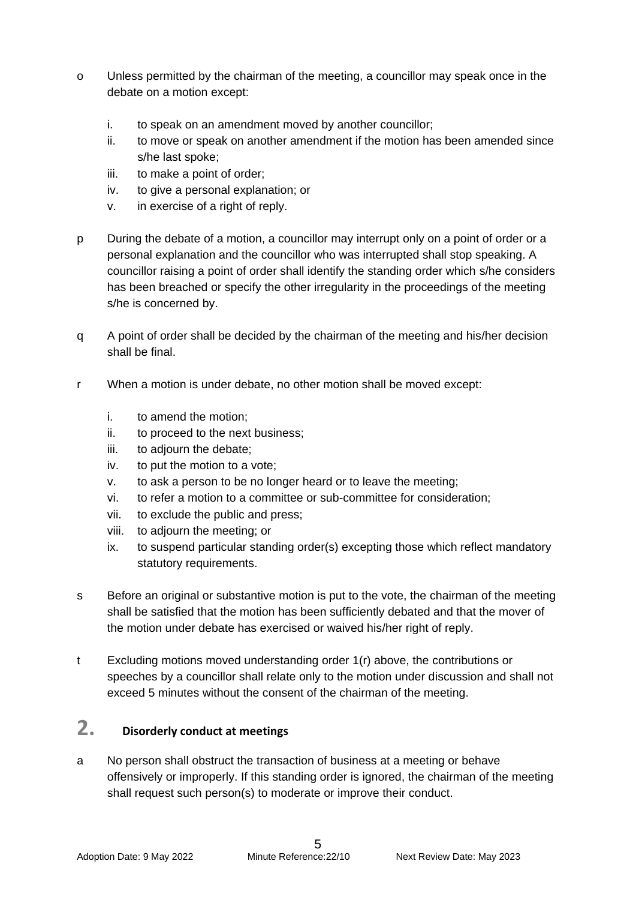o Unless permitted by the chairman of the meeting, a councillor may speak once in the debate on a motion except:

  i. to speak on an amendment moved by another councillor;
  ii. to move or speak on another amendment if the motion has been amended since s/he last spoke;
  iii. to make a point of order;
  iv. to give a personal explanation; or
  v. in exercise of a right of reply.

p During the debate of a motion, a councillor may interrupt only on a point of order or a personal explanation and the councillor who was interrupted shall stop speaking. A councillor raising a point of order shall identify the standing order which s/he considers has been breached or specify the other irregularity in the proceedings of the meeting s/he is concerned by.

q A point of order shall be decided by the chairman of the meeting and his/her decision shall be final.

r When a motion is under debate, no other motion shall be moved except:

  i. to amend the motion;
  ii. to proceed to the next business;
  iii. to adjourn the debate;
  iv. to put the motion to a vote;
  v. to ask a person to be no longer heard or to leave the meeting;
  vi. to refer a motion to a committee or sub-committee for consideration;
  vii. to exclude the public and press;
  viii. to adjourn the meeting; or
  ix. to suspend particular standing order(s) excepting those which reflect mandatory statutory requirements.

s Before an original or substantive motion is put to the vote, the chairman of the meeting shall be satisfied that the motion has been sufficiently debated and that the mover of the motion under debate has exercised or waived his/her right of reply.

t Excluding motions moved understanding order 1(r) above, the contributions or speeches by a councillor shall relate only to the motion under discussion and shall not exceed 5 minutes without the consent of the chairman of the meeting.

## 2. Disorderly conduct at meetings

a No person shall obstruct the transaction of business at a meeting or behave offensively or improperly. If this standing order is ignored, the chairman of the meeting shall request such person(s) to moderate or improve their conduct.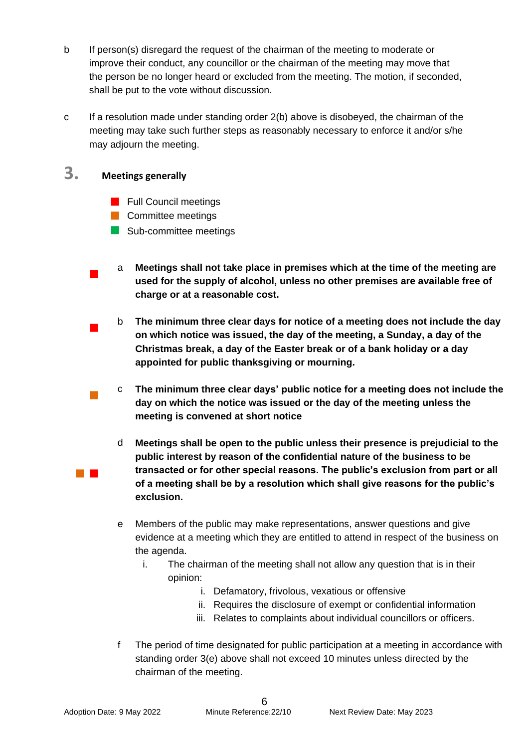b If person(s) disregard the request of the chairman of the meeting to moderate or improve their conduct, any councillor or the chairman of the meeting may move that the person be no longer heard or excluded from the meeting. The motion, if seconded, shall be put to the vote without discussion.

c If a resolution made under standing order 2(b) above is disobeyed, the chairman of the meeting may take such further steps as reasonably necessary to enforce it and/or s/he may adjourn the meeting.

## 3. Meetings generally

- 🟥 Full Council meetings
- 🟧 Committee meetings
- 🟩 Sub-committee meetings

🟥 a **Meetings shall not take place in premises which at the time of the meeting are used for the supply of alcohol, unless no other premises are available free of charge or at a reasonable cost.**

🟥 b **The minimum three clear days for notice of a meeting does not include the day on which notice was issued, the day of the meeting, a Sunday, a day of the Christmas break, a day of the Easter break or of a bank holiday or a day appointed for public thanksgiving or mourning.**

🟧 c **The minimum three clear days' public notice for a meeting does not include the day on which the notice was issued or the day of the meeting unless the meeting is convened at short notice**

🟧 🟥 d **Meetings shall be open to the public unless their presence is prejudicial to the public interest by reason of the confidential nature of the business to be transacted or for other special reasons. The public's exclusion from part or all of a meeting shall be by a resolution which shall give reasons for the public's exclusion.**

e Members of the public may make representations, answer questions and give evidence at a meeting which they are entitled to attend in respect of the business on the agenda.

   i. The chairman of the meeting shall not allow any question that is in their opinion:
      i. Defamatory, frivolous, vexatious or offensive
      ii. Requires the disclosure of exempt or confidential information
      iii. Relates to complaints about individual councillors or officers.

f The period of time designated for public participation at a meeting in accordance with standing order 3(e) above shall not exceed 10 minutes unless directed by the chairman of the meeting.

Adoption Date: 9 May 2022 Minute Reference:22/10 Next Review Date: May 2023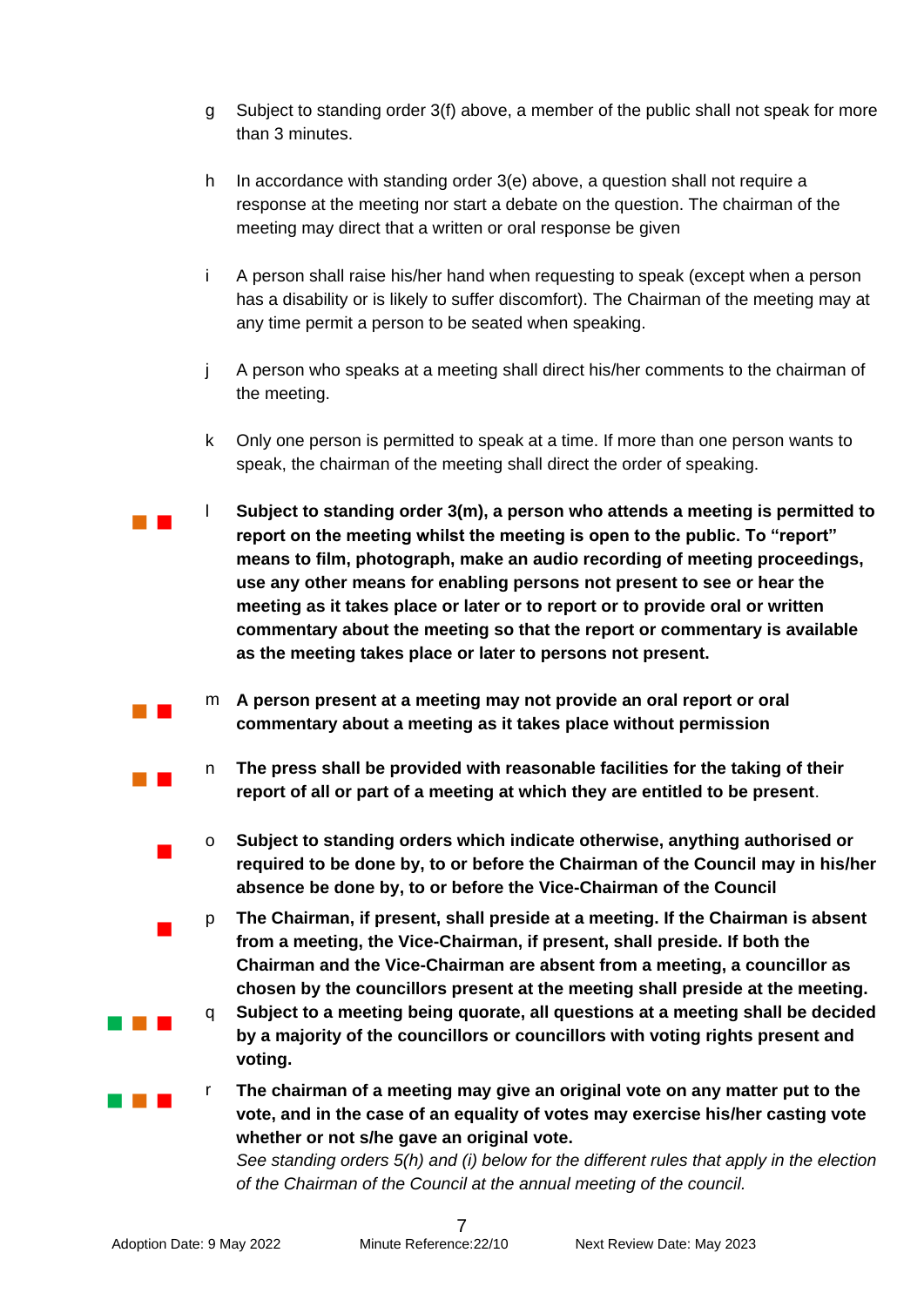g Subject to standing order 3(f) above, a member of the public shall not speak for more than 3 minutes.

h In accordance with standing order 3(e) above, a question shall not require a response at the meeting nor start a debate on the question. The chairman of the meeting may direct that a written or oral response be given

i A person shall raise his/her hand when requesting to speak (except when a person has a disability or is likely to suffer discomfort). The Chairman of the meeting may at any time permit a person to be seated when speaking.

j A person who speaks at a meeting shall direct his/her comments to the chairman of the meeting.

k Only one person is permitted to speak at a time. If more than one person wants to speak, the chairman of the meeting shall direct the order of speaking.

l **Subject to standing order 3(m), a person who attends a meeting is permitted to report on the meeting whilst the meeting is open to the public. To "report" means to film, photograph, make an audio recording of meeting proceedings, use any other means for enabling persons not present to see or hear the meeting as it takes place or later or to report or to provide oral or written commentary about the meeting so that the report or commentary is available as the meeting takes place or later to persons not present.**

m **A person present at a meeting may not provide an oral report or oral commentary about a meeting as it takes place without permission**

n **The press shall be provided with reasonable facilities for the taking of their report of all or part of a meeting at which they are entitled to be present**.

o **Subject to standing orders which indicate otherwise, anything authorised or required to be done by, to or before the Chairman of the Council may in his/her absence be done by, to or before the Vice-Chairman of the Council**

p **The Chairman, if present, shall preside at a meeting. If the Chairman is absent from a meeting, the Vice-Chairman, if present, shall preside. If both the Chairman and the Vice-Chairman are absent from a meeting, a councillor as chosen by the councillors present at the meeting shall preside at the meeting.**

q **Subject to a meeting being quorate, all questions at a meeting shall be decided by a majority of the councillors or councillors with voting rights present and voting.**

r **The chairman of a meeting may give an original vote on any matter put to the vote, and in the case of an equality of votes may exercise his/her casting vote whether or not s/he gave an original vote.**
*See standing orders 5(h) and (i) below for the different rules that apply in the election of the Chairman of the Council at the annual meeting of the council.*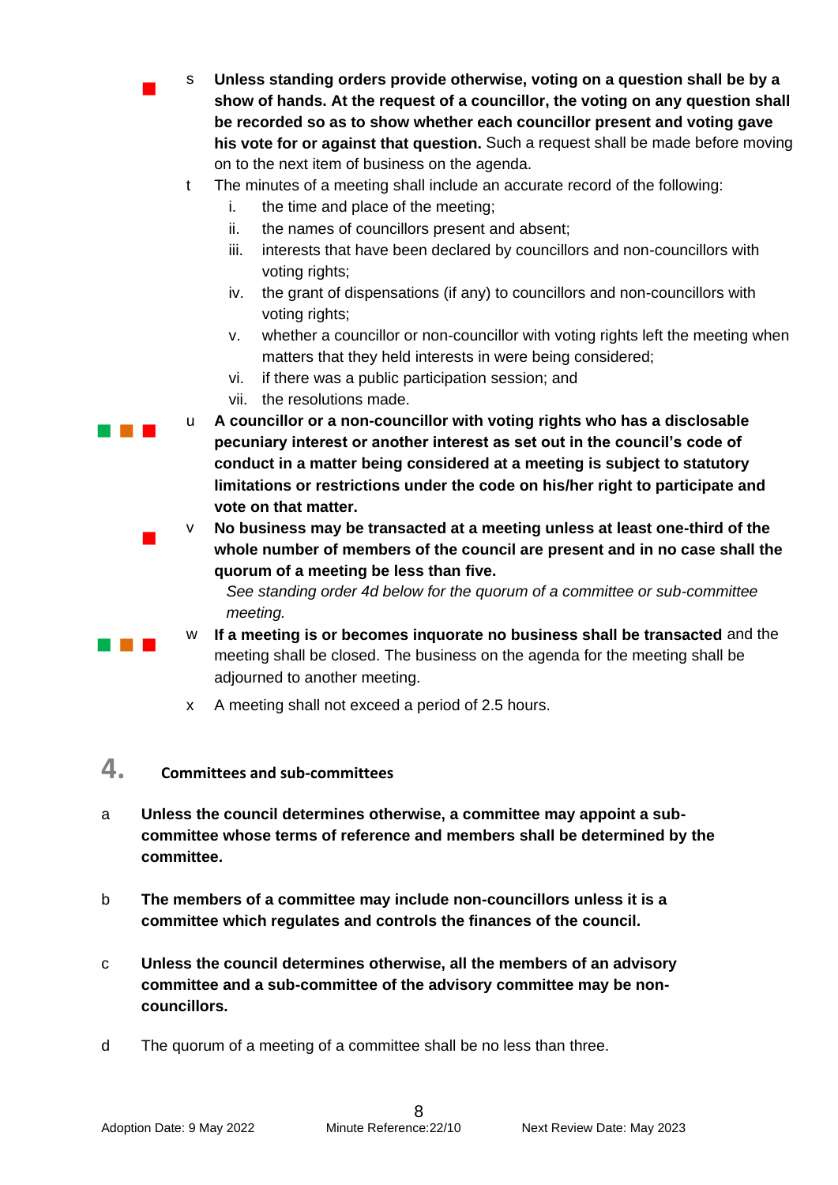s **Unless standing orders provide otherwise, voting on a question shall be by a show of hands. At the request of a councillor, the voting on any question shall be recorded so as to show whether each councillor present and voting gave his vote for or against that question.** Such a request shall be made before moving on to the next item of business on the agenda.

t The minutes of a meeting shall include an accurate record of the following:

i. the time and place of the meeting;
ii. the names of councillors present and absent;
iii. interests that have been declared by councillors and non-councillors with voting rights;
iv. the grant of dispensations (if any) to councillors and non-councillors with voting rights;
v. whether a councillor or non-councillor with voting rights left the meeting when matters that they held interests in were being considered;
vi. if there was a public participation session; and
vii. the resolutions made.

u **A councillor or a non-councillor with voting rights who has a disclosable pecuniary interest or another interest as set out in the council's code of conduct in a matter being considered at a meeting is subject to statutory limitations or restrictions under the code on his/her right to participate and vote on that matter.**

v **No business may be transacted at a meeting unless at least one-third of the whole number of members of the council are present and in no case shall the quorum of a meeting be less than five.**

*See standing order 4d below for the quorum of a committee or sub-committee meeting.*

w **If a meeting is or becomes inquorate no business shall be transacted** and the meeting shall be closed. The business on the agenda for the meeting shall be adjourned to another meeting.

x A meeting shall not exceed a period of 2.5 hours.

## 4. Committees and sub-committees

a **Unless the council determines otherwise, a committee may appoint a sub-committee whose terms of reference and members shall be determined by the committee.**

b **The members of a committee may include non-councillors unless it is a committee which regulates and controls the finances of the council.**

c **Unless the council determines otherwise, all the members of an advisory committee and a sub-committee of the advisory committee may be non-councillors.**

d The quorum of a meeting of a committee shall be no less than three.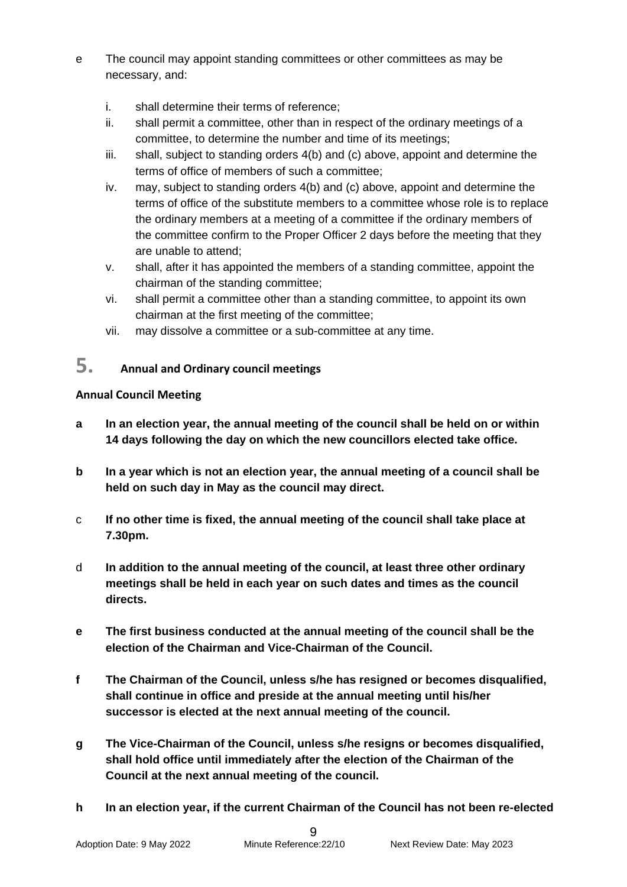e The council may appoint standing committees or other committees as may be necessary, and:

i. shall determine their terms of reference;
ii. shall permit a committee, other than in respect of the ordinary meetings of a committee, to determine the number and time of its meetings;
iii. shall, subject to standing orders 4(b) and (c) above, appoint and determine the terms of office of members of such a committee;
iv. may, subject to standing orders 4(b) and (c) above, appoint and determine the terms of office of the substitute members to a committee whose role is to replace the ordinary members at a meeting of a committee if the ordinary members of the committee confirm to the Proper Officer 2 days before the meeting that they are unable to attend;
v. shall, after it has appointed the members of a standing committee, appoint the chairman of the standing committee;
vi. shall permit a committee other than a standing committee, to appoint its own chairman at the first meeting of the committee;
vii. may dissolve a committee or a sub-committee at any time.

## 5. Annual and Ordinary council meetings

**Annual Council Meeting**

**a In an election year, the annual meeting of the council shall be held on or within 14 days following the day on which the new councillors elected take office.**

**b In a year which is not an election year, the annual meeting of a council shall be held on such day in May as the council may direct.**

c **If no other time is fixed, the annual meeting of the council shall take place at 7.30pm.**

d **In addition to the annual meeting of the council, at least three other ordinary meetings shall be held in each year on such dates and times as the council directs.**

**e The first business conducted at the annual meeting of the council shall be the election of the Chairman and Vice-Chairman of the Council.**

**f The Chairman of the Council, unless s/he has resigned or becomes disqualified, shall continue in office and preside at the annual meeting until his/her successor is elected at the next annual meeting of the council.**

**g The Vice-Chairman of the Council, unless s/he resigns or becomes disqualified, shall hold office until immediately after the election of the Chairman of the Council at the next annual meeting of the council.**

**h In an election year, if the current Chairman of the Council has not been re-elected**

Adoption Date: 9 May 2022 Minute Reference:22/10 Next Review Date: May 2023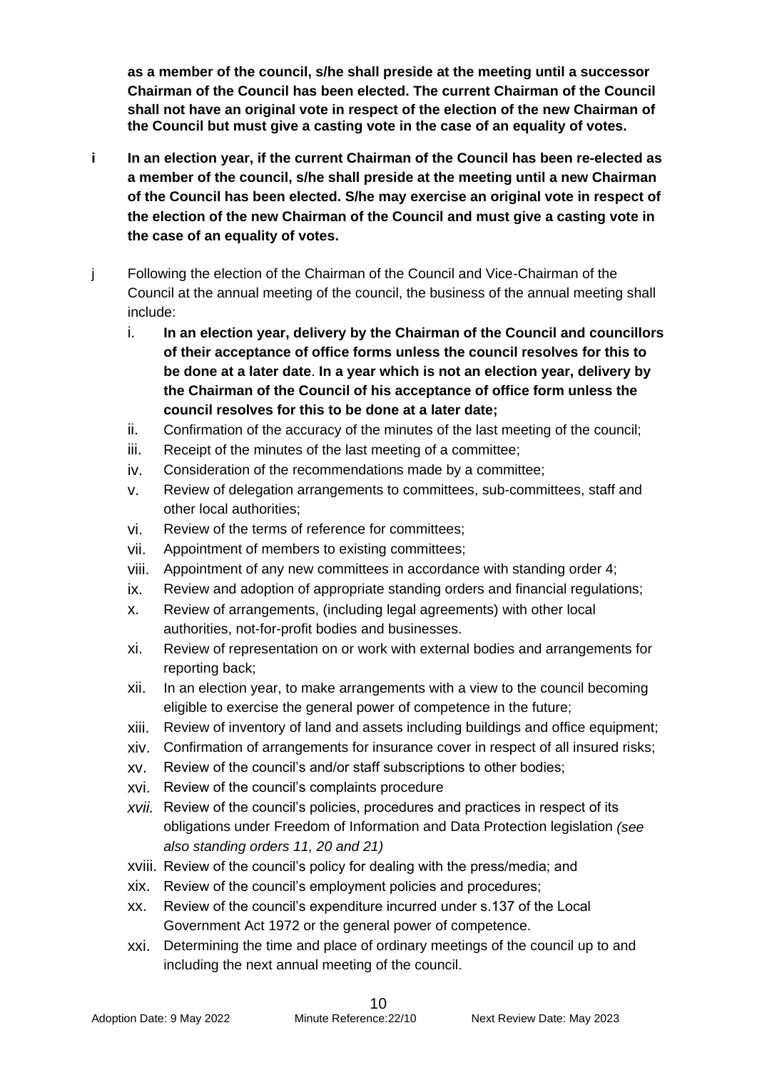**as a member of the council, s/he shall preside at the meeting until a successor Chairman of the Council has been elected. The current Chairman of the Council shall not have an original vote in respect of the election of the new Chairman of the Council but must give a casting vote in the case of an equality of votes.**

**i** **In an election year, if the current Chairman of the Council has been re-elected as a member of the council, s/he shall preside at the meeting until a new Chairman of the Council has been elected. S/he may exercise an original vote in respect of the election of the new Chairman of the Council and must give a casting vote in the case of an equality of votes.**

j Following the election of the Chairman of the Council and Vice-Chairman of the Council at the annual meeting of the council, the business of the annual meeting shall include:

i. **In an election year, delivery by the Chairman of the Council and councillors of their acceptance of office forms unless the council resolves for this to be done at a later date**. **In a year which is not an election year, delivery by the Chairman of the Council of his acceptance of office form unless the council resolves for this to be done at a later date;**
ii. Confirmation of the accuracy of the minutes of the last meeting of the council;
iii. Receipt of the minutes of the last meeting of a committee;
iv. Consideration of the recommendations made by a committee;
v. Review of delegation arrangements to committees, sub-committees, staff and other local authorities;
vi. Review of the terms of reference for committees;
vii. Appointment of members to existing committees;
viii. Appointment of any new committees in accordance with standing order 4;
ix. Review and adoption of appropriate standing orders and financial regulations;
x. Review of arrangements, (including legal agreements) with other local authorities, not-for-profit bodies and businesses.
xi. Review of representation on or work with external bodies and arrangements for reporting back;
xii. In an election year, to make arrangements with a view to the council becoming eligible to exercise the general power of competence in the future;
xiii. Review of inventory of land and assets including buildings and office equipment;
xiv. Confirmation of arrangements for insurance cover in respect of all insured risks;
xv. Review of the council's and/or staff subscriptions to other bodies;
xvi. Review of the council's complaints procedure
*xvii.* Review of the council's policies, procedures and practices in respect of its obligations under Freedom of Information and Data Protection legislation *(see also standing orders 11, 20 and 21)*
xviii. Review of the council's policy for dealing with the press/media; and
xix. Review of the council's employment policies and procedures;
xx. Review of the council's expenditure incurred under s.137 of the Local Government Act 1972 or the general power of competence.
xxi. Determining the time and place of ordinary meetings of the council up to and including the next annual meeting of the council.

Adoption Date: 9 May 2022 Minute Reference:22/10 Next Review Date: May 2023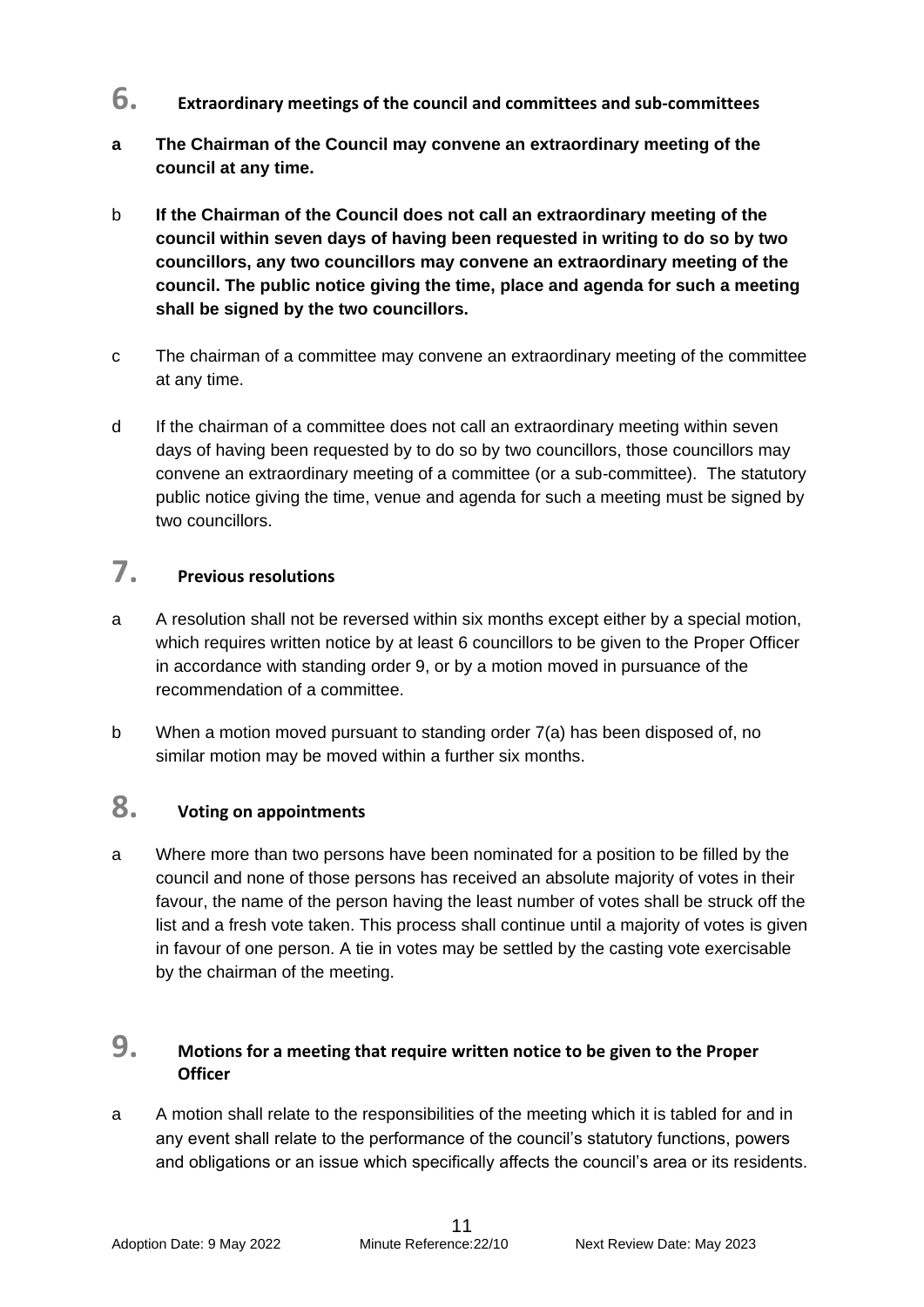## 6. Extraordinary meetings of the council and committees and sub-committees

**a The Chairman of the Council may convene an extraordinary meeting of the council at any time.**

b **If the Chairman of the Council does not call an extraordinary meeting of the council within seven days of having been requested in writing to do so by two councillors, any two councillors may convene an extraordinary meeting of the council. The public notice giving the time, place and agenda for such a meeting shall be signed by the two councillors.**

c The chairman of a committee may convene an extraordinary meeting of the committee at any time.

d If the chairman of a committee does not call an extraordinary meeting within seven days of having been requested by to do so by two councillors, those councillors may convene an extraordinary meeting of a committee (or a sub-committee). The statutory public notice giving the time, venue and agenda for such a meeting must be signed by two councillors.

## 7. Previous resolutions

a A resolution shall not be reversed within six months except either by a special motion, which requires written notice by at least 6 councillors to be given to the Proper Officer in accordance with standing order 9, or by a motion moved in pursuance of the recommendation of a committee.

b When a motion moved pursuant to standing order 7(a) has been disposed of, no similar motion may be moved within a further six months.

## 8. Voting on appointments

a Where more than two persons have been nominated for a position to be filled by the council and none of those persons has received an absolute majority of votes in their favour, the name of the person having the least number of votes shall be struck off the list and a fresh vote taken. This process shall continue until a majority of votes is given in favour of one person. A tie in votes may be settled by the casting vote exercisable by the chairman of the meeting.

## 9. Motions for a meeting that require written notice to be given to the Proper Officer

a A motion shall relate to the responsibilities of the meeting which it is tabled for and in any event shall relate to the performance of the council's statutory functions, powers and obligations or an issue which specifically affects the council's area or its residents.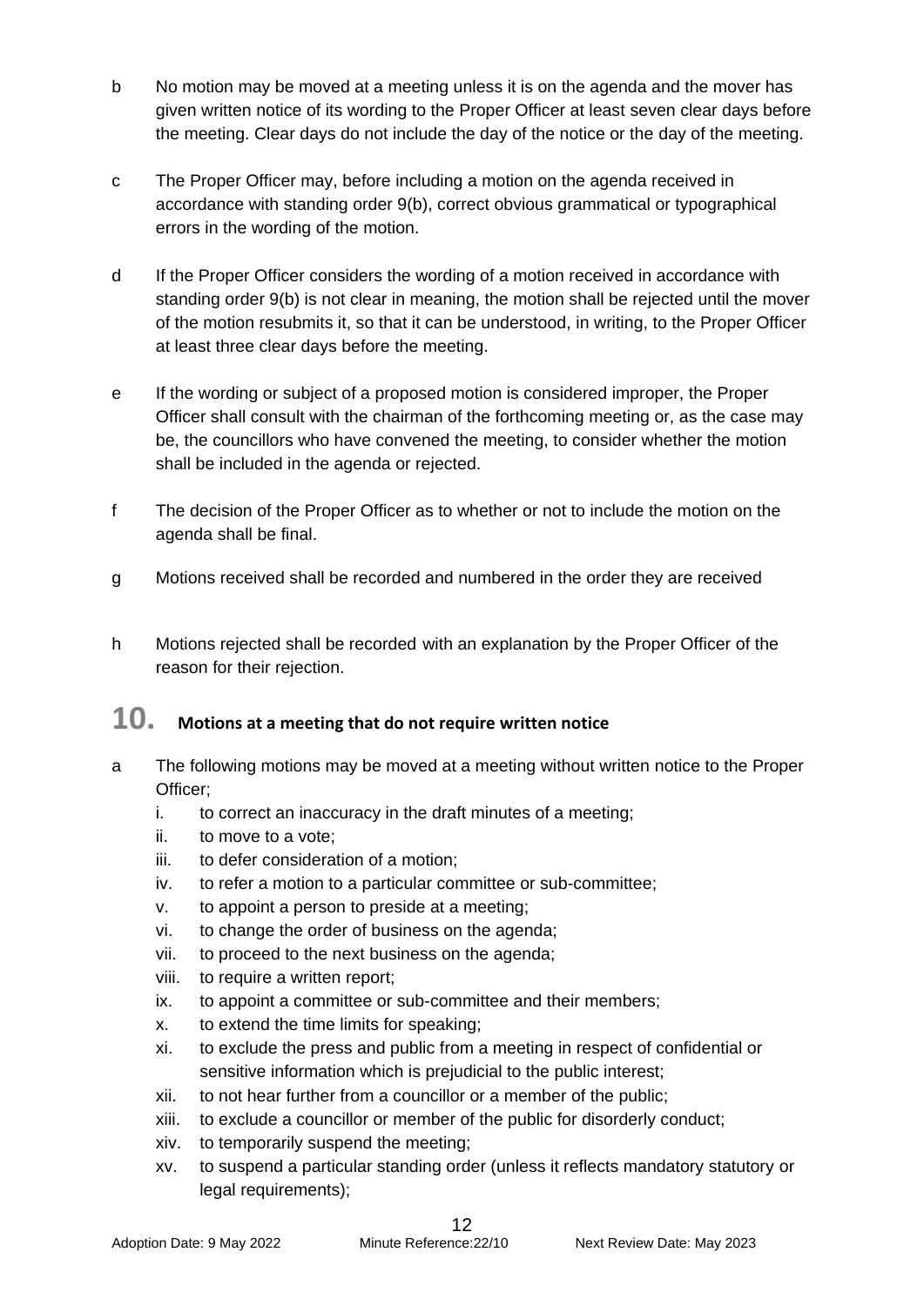b No motion may be moved at a meeting unless it is on the agenda and the mover has given written notice of its wording to the Proper Officer at least seven clear days before the meeting. Clear days do not include the day of the notice or the day of the meeting.

c The Proper Officer may, before including a motion on the agenda received in accordance with standing order 9(b), correct obvious grammatical or typographical errors in the wording of the motion.

d If the Proper Officer considers the wording of a motion received in accordance with standing order 9(b) is not clear in meaning, the motion shall be rejected until the mover of the motion resubmits it, so that it can be understood, in writing, to the Proper Officer at least three clear days before the meeting.

e If the wording or subject of a proposed motion is considered improper, the Proper Officer shall consult with the chairman of the forthcoming meeting or, as the case may be, the councillors who have convened the meeting, to consider whether the motion shall be included in the agenda or rejected.

f The decision of the Proper Officer as to whether or not to include the motion on the agenda shall be final.

g Motions received shall be recorded and numbered in the order they are received

h Motions rejected shall be recorded with an explanation by the Proper Officer of the reason for their rejection.

## 10. Motions at a meeting that do not require written notice

a The following motions may be moved at a meeting without written notice to the Proper Officer;

   i. to correct an inaccuracy in the draft minutes of a meeting;
   ii. to move to a vote;
   iii. to defer consideration of a motion;
   iv. to refer a motion to a particular committee or sub-committee;
   v. to appoint a person to preside at a meeting;
   vi. to change the order of business on the agenda;
   vii. to proceed to the next business on the agenda;
   viii. to require a written report;
   ix. to appoint a committee or sub-committee and their members;
   x. to extend the time limits for speaking;
   xi. to exclude the press and public from a meeting in respect of confidential or sensitive information which is prejudicial to the public interest;
   xii. to not hear further from a councillor or a member of the public;
   xiii. to exclude a councillor or member of the public for disorderly conduct;
   xiv. to temporarily suspend the meeting;
   xv. to suspend a particular standing order (unless it reflects mandatory statutory or legal requirements);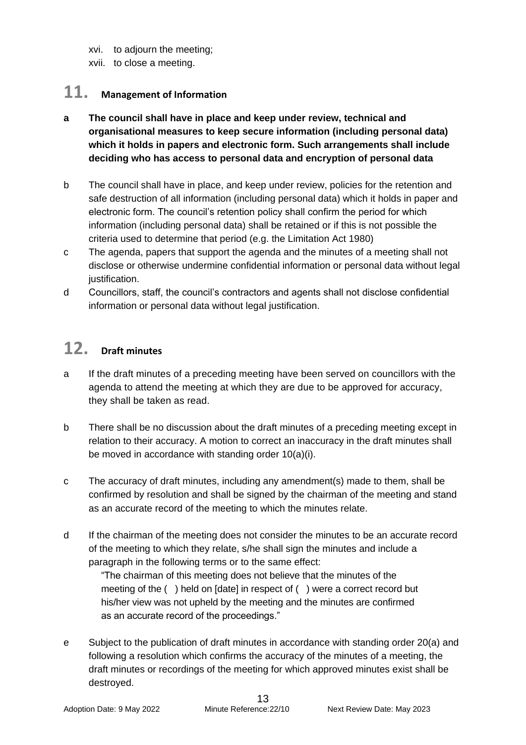xvi. to adjourn the meeting;
xvii. to close a meeting.

## 11. Management of Information

**a The council shall have in place and keep under review, technical and organisational measures to keep secure information (including personal data) which it holds in papers and electronic form. Such arrangements shall include deciding who has access to personal data and encryption of personal data**

b The council shall have in place, and keep under review, policies for the retention and safe destruction of all information (including personal data) which it holds in paper and electronic form. The council's retention policy shall confirm the period for which information (including personal data) shall be retained or if this is not possible the criteria used to determine that period (e.g. the Limitation Act 1980)

c The agenda, papers that support the agenda and the minutes of a meeting shall not disclose or otherwise undermine confidential information or personal data without legal justification.

d Councillors, staff, the council's contractors and agents shall not disclose confidential information or personal data without legal justification.

## 12. Draft minutes

a If the draft minutes of a preceding meeting have been served on councillors with the agenda to attend the meeting at which they are due to be approved for accuracy, they shall be taken as read.

b There shall be no discussion about the draft minutes of a preceding meeting except in relation to their accuracy. A motion to correct an inaccuracy in the draft minutes shall be moved in accordance with standing order 10(a)(i).

c The accuracy of draft minutes, including any amendment(s) made to them, shall be confirmed by resolution and shall be signed by the chairman of the meeting and stand as an accurate record of the meeting to which the minutes relate.

d If the chairman of the meeting does not consider the minutes to be an accurate record of the meeting to which they relate, s/he shall sign the minutes and include a paragraph in the following terms or to the same effect:

> "The chairman of this meeting does not believe that the minutes of the meeting of the ( ) held on [date] in respect of ( ) were a correct record but his/her view was not upheld by the meeting and the minutes are confirmed as an accurate record of the proceedings."

e Subject to the publication of draft minutes in accordance with standing order 20(a) and following a resolution which confirms the accuracy of the minutes of a meeting, the draft minutes or recordings of the meeting for which approved minutes exist shall be destroyed.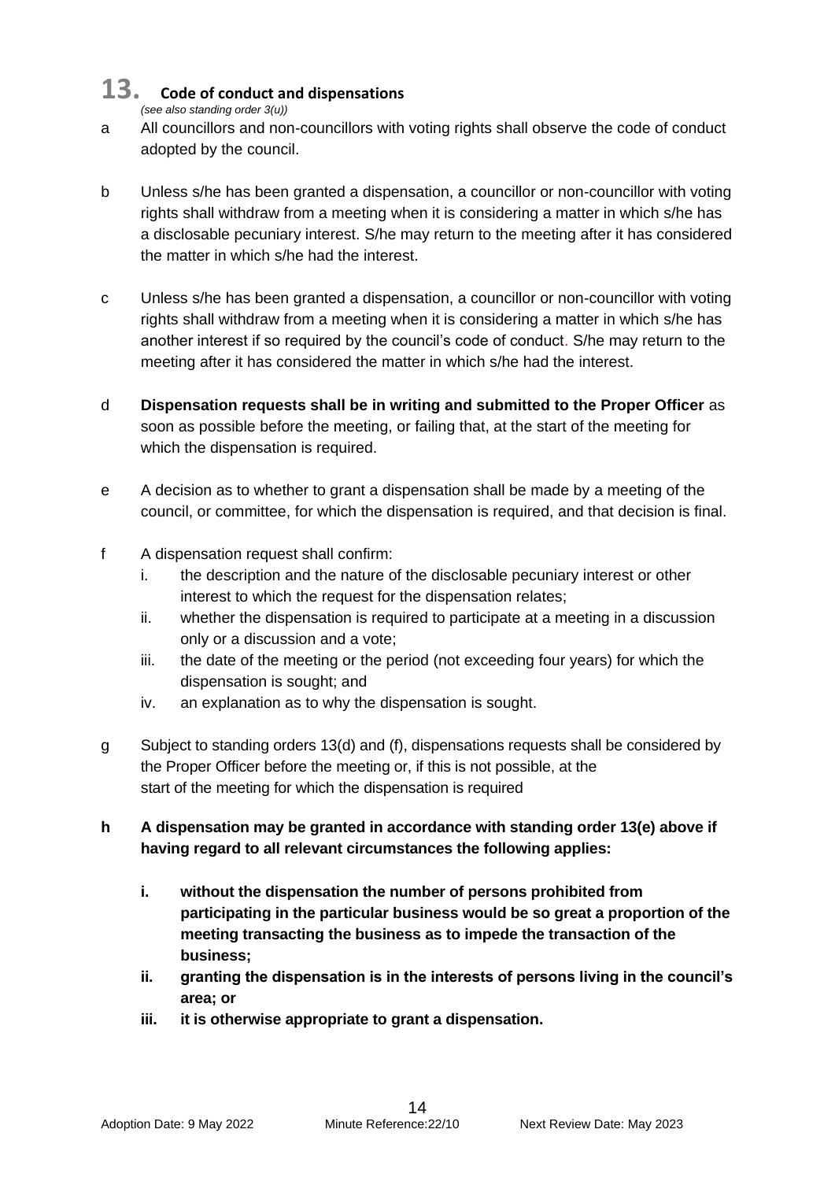# 13. Code of conduct and dispensations

*(see also standing order 3(u))*

a All councillors and non-councillors with voting rights shall observe the code of conduct adopted by the council.

b Unless s/he has been granted a dispensation, a councillor or non-councillor with voting rights shall withdraw from a meeting when it is considering a matter in which s/he has a disclosable pecuniary interest. S/he may return to the meeting after it has considered the matter in which s/he had the interest.

c Unless s/he has been granted a dispensation, a councillor or non-councillor with voting rights shall withdraw from a meeting when it is considering a matter in which s/he has another interest if so required by the council's code of conduct. S/he may return to the meeting after it has considered the matter in which s/he had the interest.

d **Dispensation requests shall be in writing and submitted to the Proper Officer** as soon as possible before the meeting, or failing that, at the start of the meeting for which the dispensation is required.

e A decision as to whether to grant a dispensation shall be made by a meeting of the council, or committee, for which the dispensation is required, and that decision is final.

f A dispensation request shall confirm:

  i. the description and the nature of the disclosable pecuniary interest or other interest to which the request for the dispensation relates;
  ii. whether the dispensation is required to participate at a meeting in a discussion only or a discussion and a vote;
  iii. the date of the meeting or the period (not exceeding four years) for which the dispensation is sought; and
  iv. an explanation as to why the dispensation is sought.

g Subject to standing orders 13(d) and (f), dispensations requests shall be considered by the Proper Officer before the meeting or, if this is not possible, at the start of the meeting for which the dispensation is required

**h A dispensation may be granted in accordance with standing order 13(e) above if having regard to all relevant circumstances the following applies:**

  **i. without the dispensation the number of persons prohibited from participating in the particular business would be so great a proportion of the meeting transacting the business as to impede the transaction of the business;**
  **ii. granting the dispensation is in the interests of persons living in the council's area; or**
  **iii. it is otherwise appropriate to grant a dispensation.**

Adoption Date: 9 May 2022 Minute Reference:22/10 Next Review Date: May 2023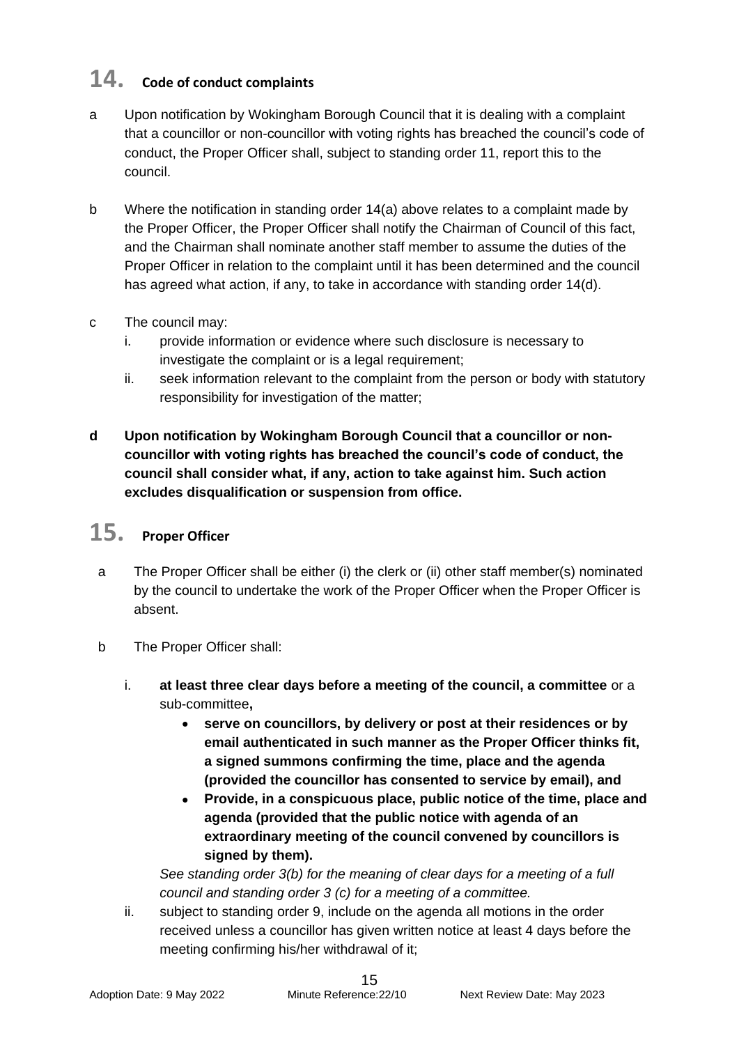## 14. Code of conduct complaints

a Upon notification by Wokingham Borough Council that it is dealing with a complaint that a councillor or non-councillor with voting rights has breached the council's code of conduct, the Proper Officer shall, subject to standing order 11, report this to the council.

b Where the notification in standing order 14(a) above relates to a complaint made by the Proper Officer, the Proper Officer shall notify the Chairman of Council of this fact, and the Chairman shall nominate another staff member to assume the duties of the Proper Officer in relation to the complaint until it has been determined and the council has agreed what action, if any, to take in accordance with standing order 14(d).

c The council may:

i. provide information or evidence where such disclosure is necessary to investigate the complaint or is a legal requirement;

ii. seek information relevant to the complaint from the person or body with statutory responsibility for investigation of the matter;

**d Upon notification by Wokingham Borough Council that a councillor or non-councillor with voting rights has breached the council's code of conduct, the council shall consider what, if any, action to take against him. Such action excludes disqualification or suspension from office.**

## 15. Proper Officer

a The Proper Officer shall be either (i) the clerk or (ii) other staff member(s) nominated by the council to undertake the work of the Proper Officer when the Proper Officer is absent.

b The Proper Officer shall:

i. **at least three clear days before a meeting of the council, a committee** or a sub-committee**,**

- **serve on councillors, by delivery or post at their residences or by email authenticated in such manner as the Proper Officer thinks fit, a signed summons confirming the time, place and the agenda (provided the councillor has consented to service by email), and**
- **Provide, in a conspicuous place, public notice of the time, place and agenda (provided that the public notice with agenda of an extraordinary meeting of the council convened by councillors is signed by them).**

*See standing order 3(b) for the meaning of clear days for a meeting of a full council and standing order 3 (c) for a meeting of a committee.*

ii. subject to standing order 9, include on the agenda all motions in the order received unless a councillor has given written notice at least 4 days before the meeting confirming his/her withdrawal of it;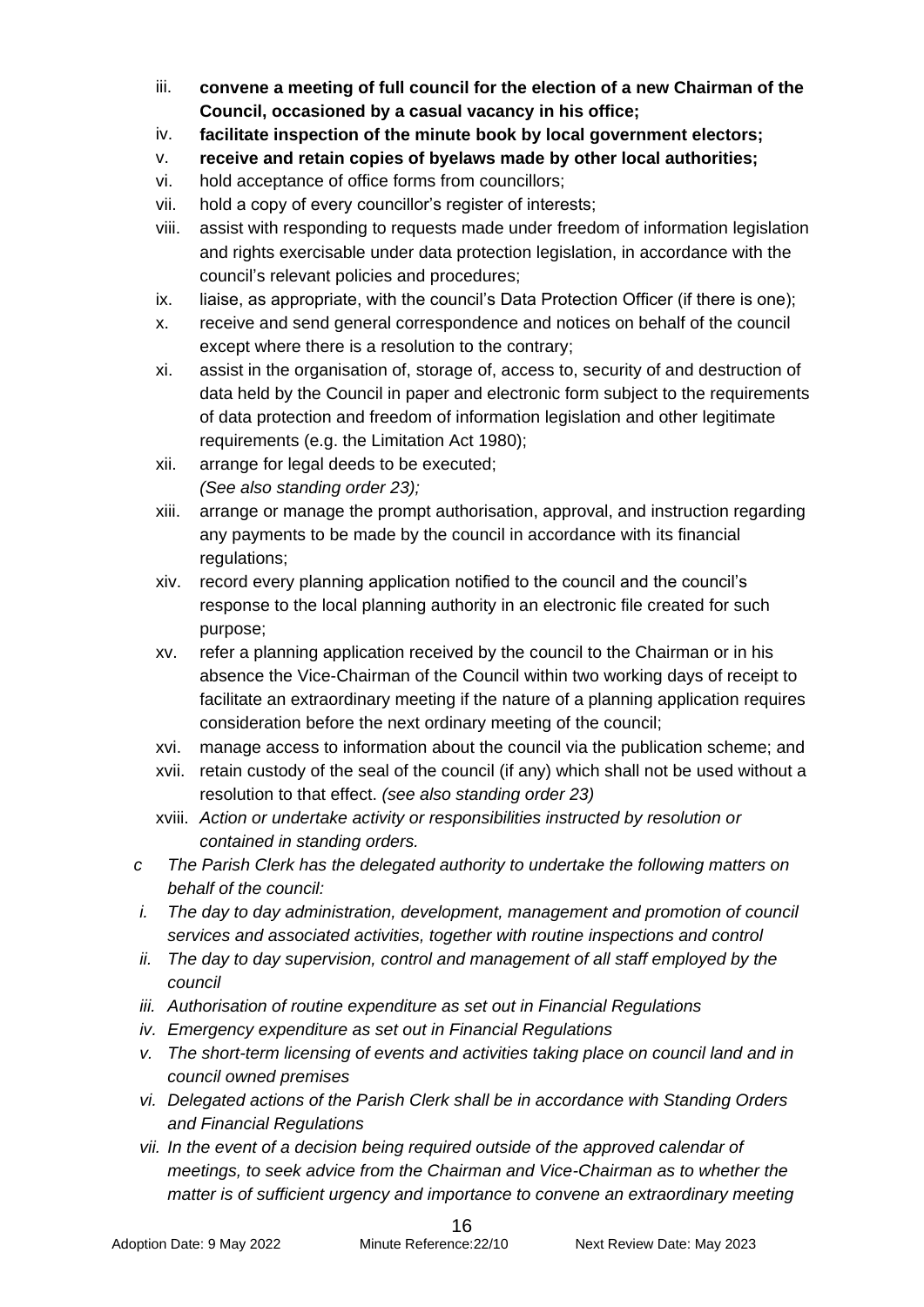iii. **convene a meeting of full council for the election of a new Chairman of the Council, occasioned by a casual vacancy in his office;**
iv. **facilitate inspection of the minute book by local government electors;**
v. **receive and retain copies of byelaws made by other local authorities;**
vi. hold acceptance of office forms from councillors;
vii. hold a copy of every councillor's register of interests;
viii. assist with responding to requests made under freedom of information legislation and rights exercisable under data protection legislation, in accordance with the council's relevant policies and procedures;
ix. liaise, as appropriate, with the council's Data Protection Officer (if there is one);
x. receive and send general correspondence and notices on behalf of the council except where there is a resolution to the contrary;
xi. assist in the organisation of, storage of, access to, security of and destruction of data held by the Council in paper and electronic form subject to the requirements of data protection and freedom of information legislation and other legitimate requirements (e.g. the Limitation Act 1980);
xii. arrange for legal deeds to be executed;
*(See also standing order 23);*
xiii. arrange or manage the prompt authorisation, approval, and instruction regarding any payments to be made by the council in accordance with its financial regulations;
xiv. record every planning application notified to the council and the council's response to the local planning authority in an electronic file created for such purpose;
xv. refer a planning application received by the council to the Chairman or in his absence the Vice-Chairman of the Council within two working days of receipt to facilitate an extraordinary meeting if the nature of a planning application requires consideration before the next ordinary meeting of the council;
xvi. manage access to information about the council via the publication scheme; and
xvii. retain custody of the seal of the council (if any) which shall not be used without a resolution to that effect. *(see also standing order 23)*
xviii. *Action or undertake activity or responsibilities instructed by resolution or contained in standing orders.*

*c The Parish Clerk has the delegated authority to undertake the following matters on behalf of the council:*

*i. The day to day administration, development, management and promotion of council services and associated activities, together with routine inspections and control*
*ii. The day to day supervision, control and management of all staff employed by the council*
*iii. Authorisation of routine expenditure as set out in Financial Regulations*
*iv. Emergency expenditure as set out in Financial Regulations*
*v. The short-term licensing of events and activities taking place on council land and in council owned premises*
*vi. Delegated actions of the Parish Clerk shall be in accordance with Standing Orders and Financial Regulations*
*vii. In the event of a decision being required outside of the approved calendar of meetings, to seek advice from the Chairman and Vice-Chairman as to whether the matter is of sufficient urgency and importance to convene an extraordinary meeting*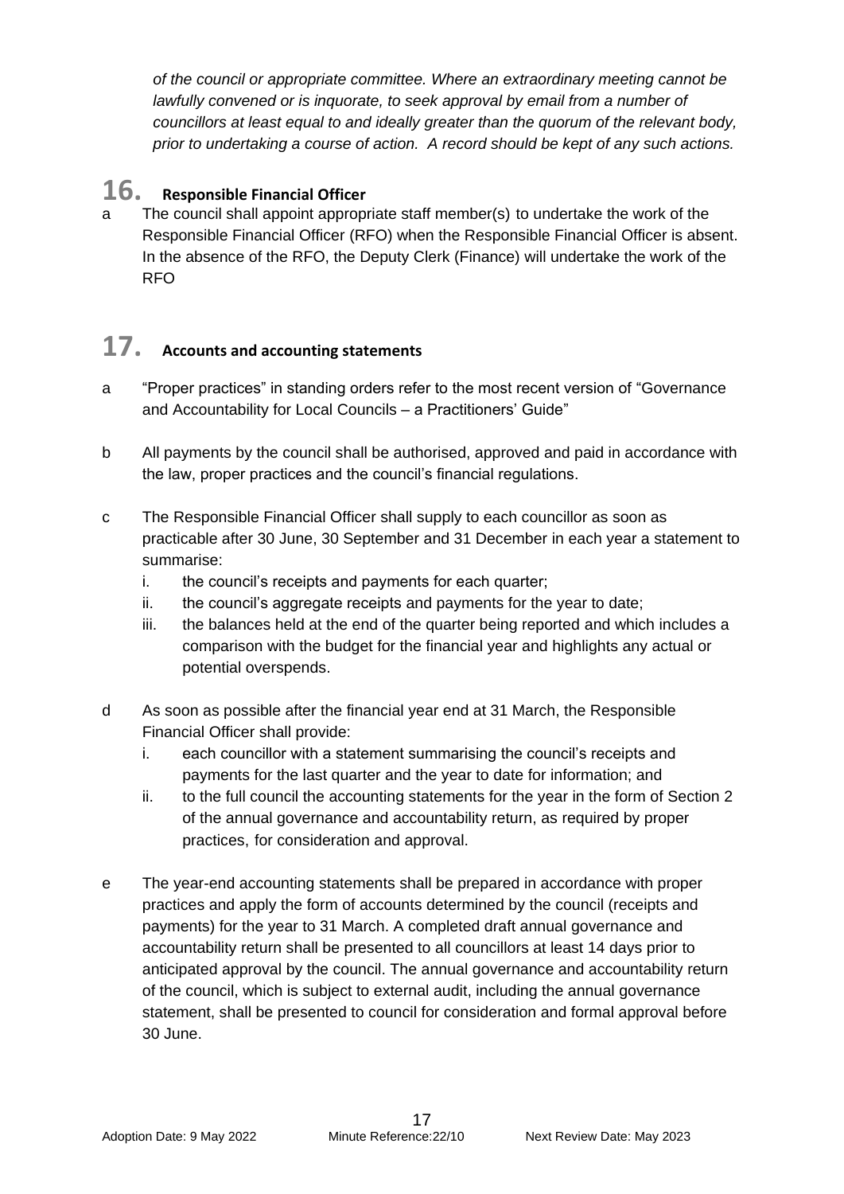*of the council or appropriate committee. Where an extraordinary meeting cannot be lawfully convened or is inquorate, to seek approval by email from a number of councillors at least equal to and ideally greater than the quorum of the relevant body, prior to undertaking a course of action. A record should be kept of any such actions.*

## 16. Responsible Financial Officer

a The council shall appoint appropriate staff member(s) to undertake the work of the Responsible Financial Officer (RFO) when the Responsible Financial Officer is absent. In the absence of the RFO, the Deputy Clerk (Finance) will undertake the work of the RFO

## 17. Accounts and accounting statements

a "Proper practices" in standing orders refer to the most recent version of "Governance and Accountability for Local Councils – a Practitioners' Guide"

b All payments by the council shall be authorised, approved and paid in accordance with the law, proper practices and the council's financial regulations.

c The Responsible Financial Officer shall supply to each councillor as soon as practicable after 30 June, 30 September and 31 December in each year a statement to summarise:

i. the council's receipts and payments for each quarter;
ii. the council's aggregate receipts and payments for the year to date;
iii. the balances held at the end of the quarter being reported and which includes a comparison with the budget for the financial year and highlights any actual or potential overspends.

d As soon as possible after the financial year end at 31 March, the Responsible Financial Officer shall provide:

i. each councillor with a statement summarising the council's receipts and payments for the last quarter and the year to date for information; and
ii. to the full council the accounting statements for the year in the form of Section 2 of the annual governance and accountability return, as required by proper practices, for consideration and approval.

e The year-end accounting statements shall be prepared in accordance with proper practices and apply the form of accounts determined by the council (receipts and payments) for the year to 31 March. A completed draft annual governance and accountability return shall be presented to all councillors at least 14 days prior to anticipated approval by the council. The annual governance and accountability return of the council, which is subject to external audit, including the annual governance statement, shall be presented to council for consideration and formal approval before 30 June.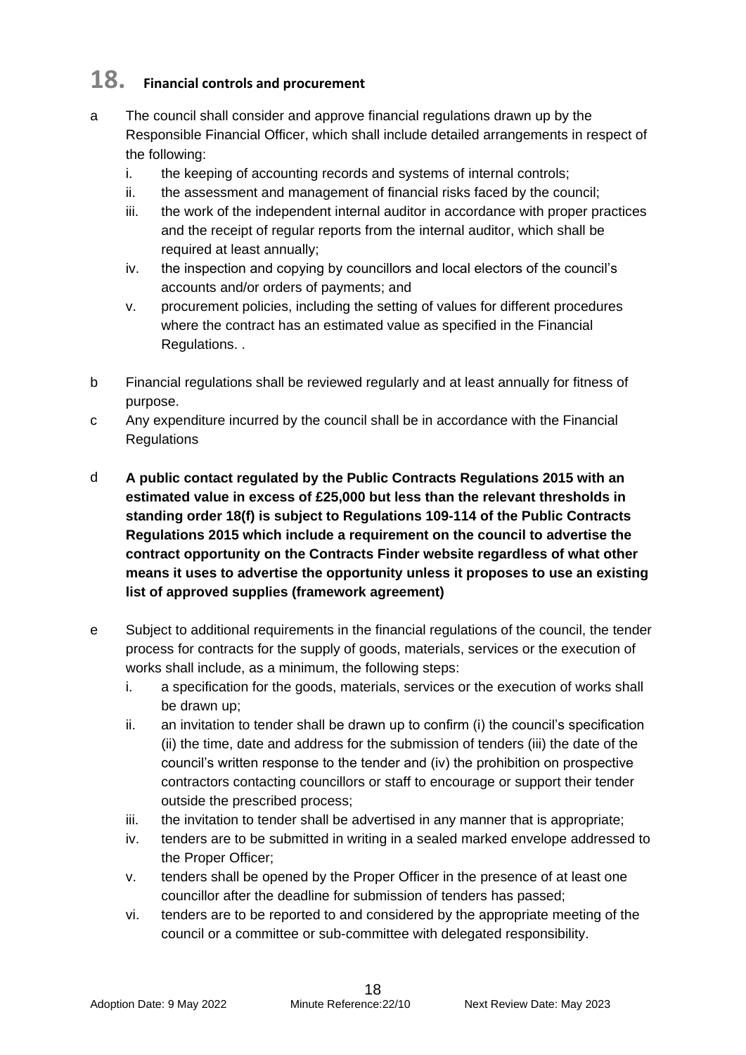# 18. Financial controls and procurement

a The council shall consider and approve financial regulations drawn up by the Responsible Financial Officer, which shall include detailed arrangements in respect of the following:

   i. the keeping of accounting records and systems of internal controls;
   ii. the assessment and management of financial risks faced by the council;
   iii. the work of the independent internal auditor in accordance with proper practices and the receipt of regular reports from the internal auditor, which shall be required at least annually;
   iv. the inspection and copying by councillors and local electors of the council's accounts and/or orders of payments; and
   v. procurement policies, including the setting of values for different procedures where the contract has an estimated value as specified in the Financial Regulations. .

b Financial regulations shall be reviewed regularly and at least annually for fitness of purpose.

c Any expenditure incurred by the council shall be in accordance with the Financial Regulations

d **A public contact regulated by the Public Contracts Regulations 2015 with an estimated value in excess of £25,000 but less than the relevant thresholds in standing order 18(f) is subject to Regulations 109-114 of the Public Contracts Regulations 2015 which include a requirement on the council to advertise the contract opportunity on the Contracts Finder website regardless of what other means it uses to advertise the opportunity unless it proposes to use an existing list of approved supplies (framework agreement)**

e Subject to additional requirements in the financial regulations of the council, the tender process for contracts for the supply of goods, materials, services or the execution of works shall include, as a minimum, the following steps:

   i. a specification for the goods, materials, services or the execution of works shall be drawn up;
   ii. an invitation to tender shall be drawn up to confirm (i) the council's specification (ii) the time, date and address for the submission of tenders (iii) the date of the council's written response to the tender and (iv) the prohibition on prospective contractors contacting councillors or staff to encourage or support their tender outside the prescribed process;
   iii. the invitation to tender shall be advertised in any manner that is appropriate;
   iv. tenders are to be submitted in writing in a sealed marked envelope addressed to the Proper Officer;
   v. tenders shall be opened by the Proper Officer in the presence of at least one councillor after the deadline for submission of tenders has passed;
   vi. tenders are to be reported to and considered by the appropriate meeting of the council or a committee or sub-committee with delegated responsibility.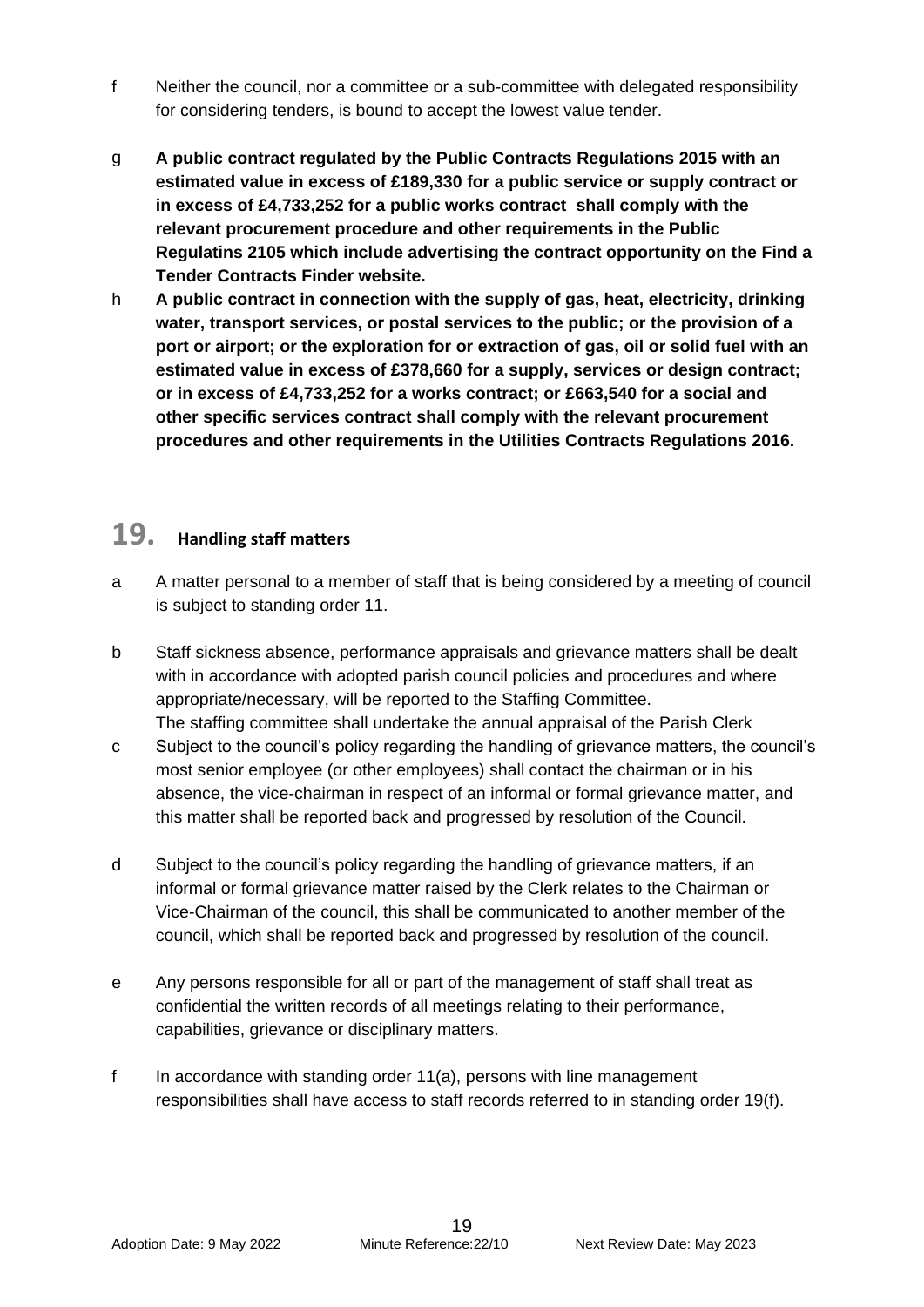f Neither the council, nor a committee or a sub-committee with delegated responsibility for considering tenders, is bound to accept the lowest value tender.

g **A public contract regulated by the Public Contracts Regulations 2015 with an estimated value in excess of £189,330 for a public service or supply contract or in excess of £4,733,252 for a public works contract shall comply with the relevant procurement procedure and other requirements in the Public Regulatins 2105 which include advertising the contract opportunity on the Find a Tender Contracts Finder website.**

h **A public contract in connection with the supply of gas, heat, electricity, drinking water, transport services, or postal services to the public; or the provision of a port or airport; or the exploration for or extraction of gas, oil or solid fuel with an estimated value in excess of £378,660 for a supply, services or design contract; or in excess of £4,733,252 for a works contract; or £663,540 for a social and other specific services contract shall comply with the relevant procurement procedures and other requirements in the Utilities Contracts Regulations 2016.**

## 19. Handling staff matters

a A matter personal to a member of staff that is being considered by a meeting of council is subject to standing order 11.

b Staff sickness absence, performance appraisals and grievance matters shall be dealt with in accordance with adopted parish council policies and procedures and where appropriate/necessary, will be reported to the Staffing Committee.
The staffing committee shall undertake the annual appraisal of the Parish Clerk

c Subject to the council's policy regarding the handling of grievance matters, the council's most senior employee (or other employees) shall contact the chairman or in his absence, the vice-chairman in respect of an informal or formal grievance matter, and this matter shall be reported back and progressed by resolution of the Council.

d Subject to the council's policy regarding the handling of grievance matters, if an informal or formal grievance matter raised by the Clerk relates to the Chairman or Vice-Chairman of the council, this shall be communicated to another member of the council, which shall be reported back and progressed by resolution of the council.

e Any persons responsible for all or part of the management of staff shall treat as confidential the written records of all meetings relating to their performance, capabilities, grievance or disciplinary matters.

f In accordance with standing order 11(a), persons with line management responsibilities shall have access to staff records referred to in standing order 19(f).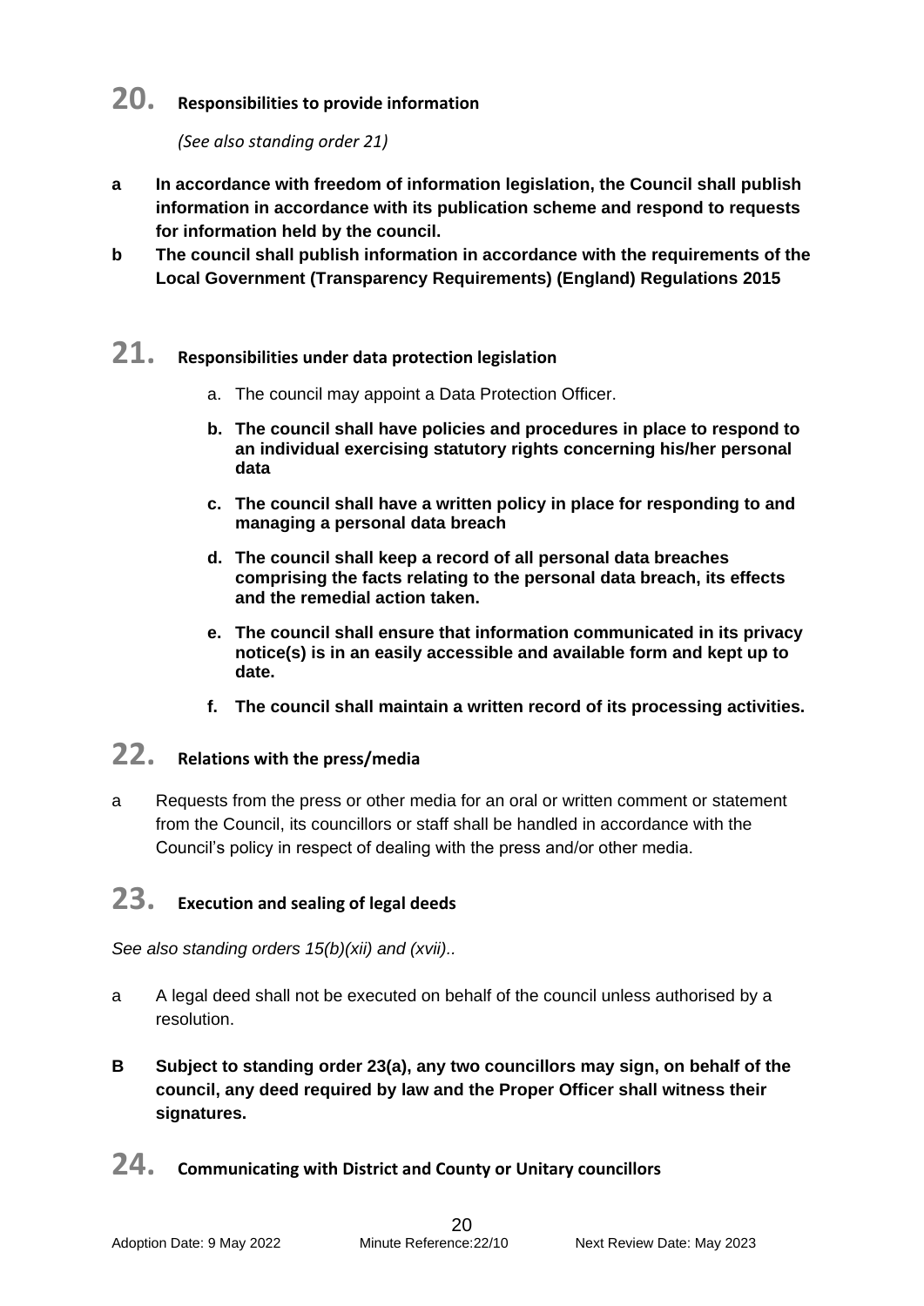## 20. Responsibilities to provide information

*(See also standing order 21)*

**a In accordance with freedom of information legislation, the Council shall publish information in accordance with its publication scheme and respond to requests for information held by the council.**

**b The council shall publish information in accordance with the requirements of the Local Government (Transparency Requirements) (England) Regulations 2015**

## 21. Responsibilities under data protection legislation

a. The council may appoint a Data Protection Officer.

**b. The council shall have policies and procedures in place to respond to an individual exercising statutory rights concerning his/her personal data**

**c. The council shall have a written policy in place for responding to and managing a personal data breach**

**d. The council shall keep a record of all personal data breaches comprising the facts relating to the personal data breach, its effects and the remedial action taken.**

**e. The council shall ensure that information communicated in its privacy notice(s) is in an easily accessible and available form and kept up to date.**

**f. The council shall maintain a written record of its processing activities.**

## 22. Relations with the press/media

a Requests from the press or other media for an oral or written comment or statement from the Council, its councillors or staff shall be handled in accordance with the Council's policy in respect of dealing with the press and/or other media.

## 23. Execution and sealing of legal deeds

*See also standing orders 15(b)(xii) and (xvii)..*

a A legal deed shall not be executed on behalf of the council unless authorised by a resolution.

**B Subject to standing order 23(a), any two councillors may sign, on behalf of the council, any deed required by law and the Proper Officer shall witness their signatures.**

## 24. Communicating with District and County or Unitary councillors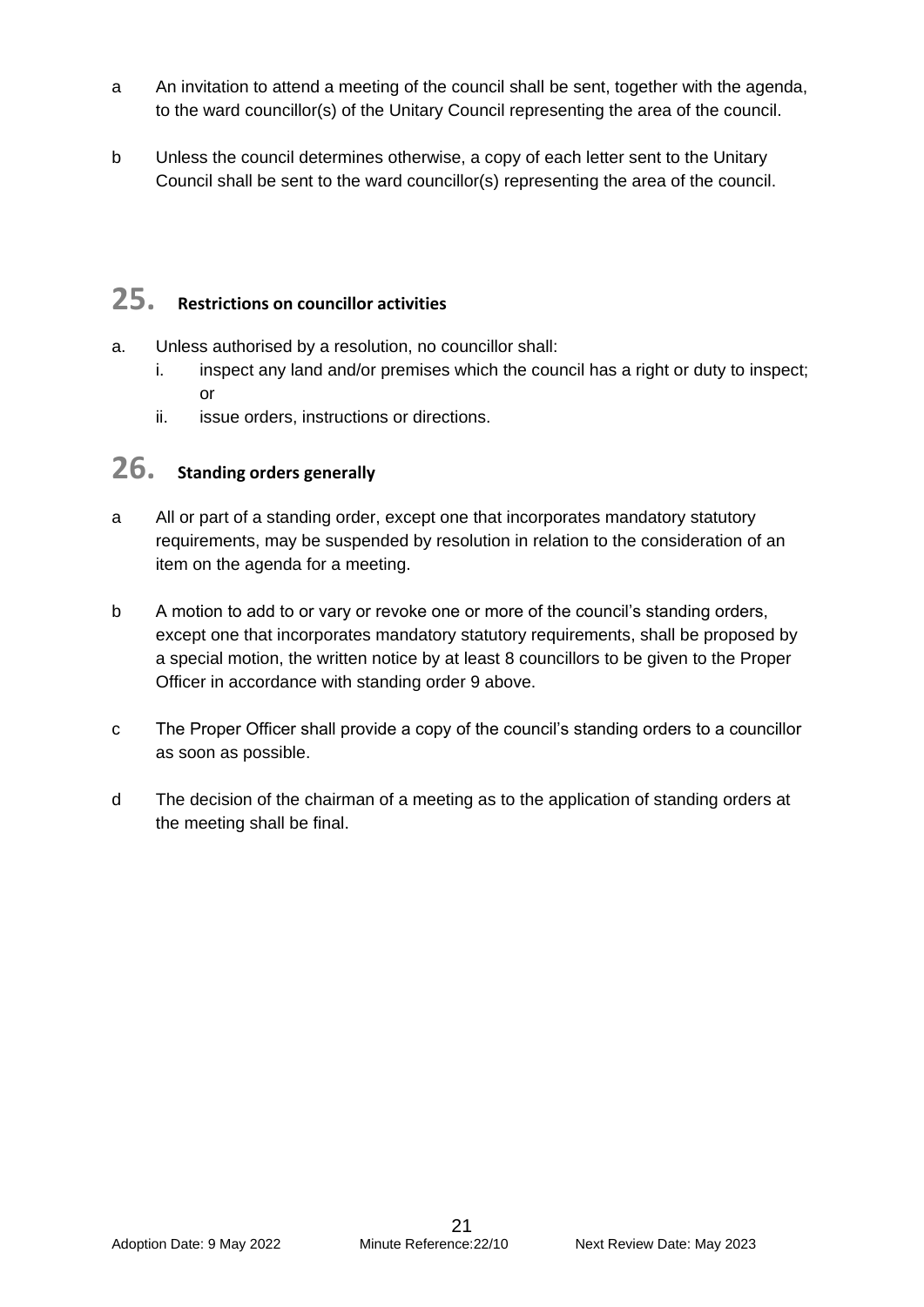a An invitation to attend a meeting of the council shall be sent, together with the agenda, to the ward councillor(s) of the Unitary Council representing the area of the council.

b Unless the council determines otherwise, a copy of each letter sent to the Unitary Council shall be sent to the ward councillor(s) representing the area of the council.

## 25. Restrictions on councillor activities

a. Unless authorised by a resolution, no councillor shall:
   i. inspect any land and/or premises which the council has a right or duty to inspect; or
   ii. issue orders, instructions or directions.

## 26. Standing orders generally

a All or part of a standing order, except one that incorporates mandatory statutory requirements, may be suspended by resolution in relation to the consideration of an item on the agenda for a meeting.

b A motion to add to or vary or revoke one or more of the council's standing orders, except one that incorporates mandatory statutory requirements, shall be proposed by a special motion, the written notice by at least 8 councillors to be given to the Proper Officer in accordance with standing order 9 above.

c The Proper Officer shall provide a copy of the council's standing orders to a councillor as soon as possible.

d The decision of the chairman of a meeting as to the application of standing orders at the meeting shall be final.